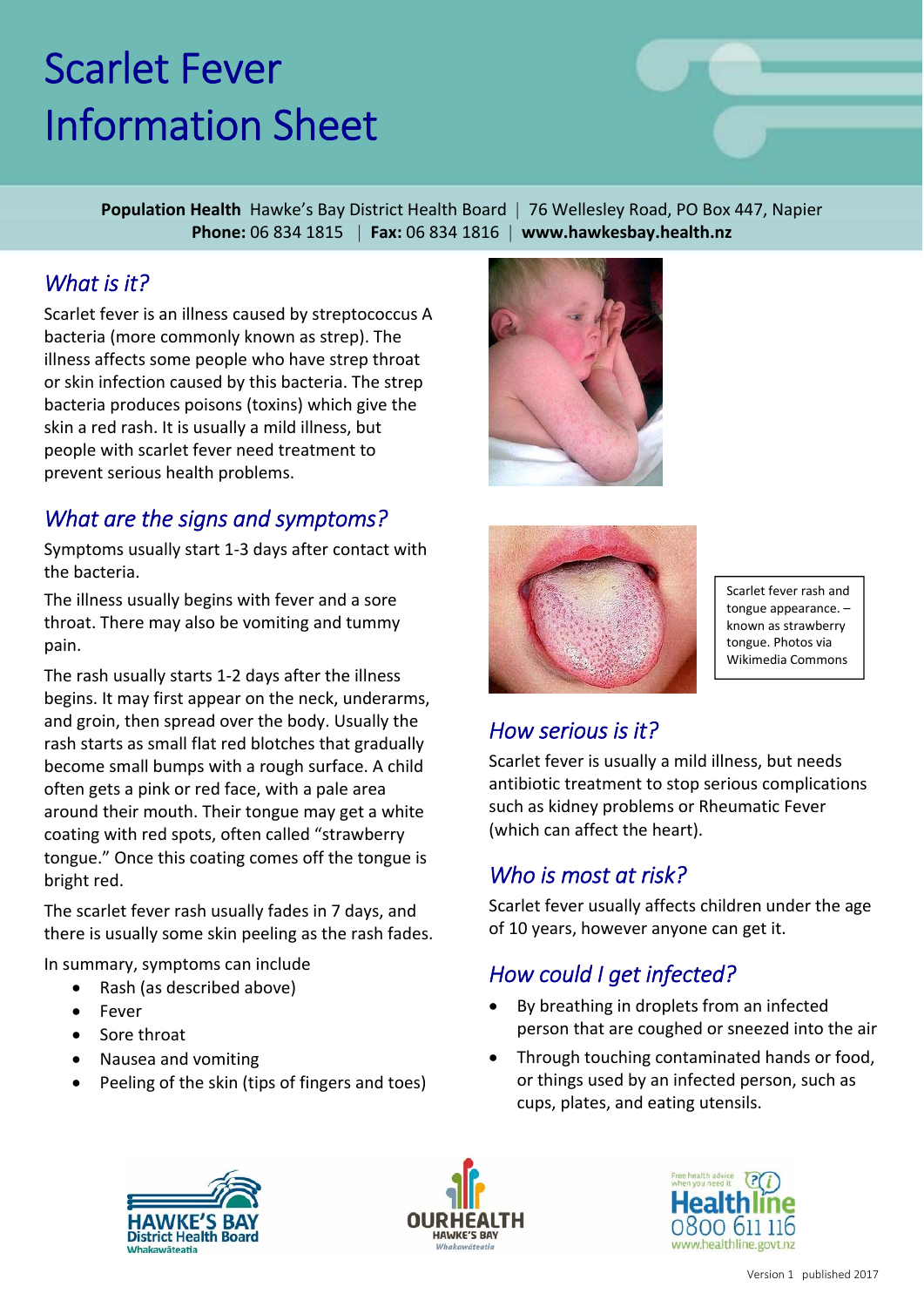# Scarlet Fever Information Sheet

**Population Health** Hawke's Bay District Health Board | 76 Wellesley Road, PO Box 447, Napier
**Phone:** 06 834 1815 | **Fax:** 06 834 1816 | **www.hawkesbay.health.nz**

## *What is it?*

Scarlet fever is an illness caused by streptococcus A bacteria (more commonly known as strep). The illness affects some people who have strep throat or skin infection caused by this bacteria. The strep bacteria produces poisons (toxins) which give the skin a red rash. It is usually a mild illness, but people with scarlet fever need treatment to prevent serious health problems.

## *What are the signs and symptoms?*

Symptoms usually start 1-3 days after contact with the bacteria.

The illness usually begins with fever and a sore throat. There may also be vomiting and tummy pain.

The rash usually starts 1-2 days after the illness begins. It may first appear on the neck, underarms, and groin, then spread over the body. Usually the rash starts as small flat red blotches that gradually become small bumps with a rough surface. A child often gets a pink or red face, with a pale area around their mouth. Their tongue may get a white coating with red spots, often called "strawberry tongue." Once this coating comes off the tongue is bright red.

The scarlet fever rash usually fades in 7 days, and there is usually some skin peeling as the rash fades.

In summary, symptoms can include

- Rash (as described above)
- Fever
- Sore throat
- Nausea and vomiting
- Peeling of the skin (tips of fingers and toes)

Scarlet fever rash and tongue appearance. – known as strawberry tongue. Photos via Wikimedia Commons

## *How serious is it?*

Scarlet fever is usually a mild illness, but needs antibiotic treatment to stop serious complications such as kidney problems or Rheumatic Fever (which can affect the heart).

## *Who is most at risk?*

Scarlet fever usually affects children under the age of 10 years, however anyone can get it.

## *How could I get infected?*

- By breathing in droplets from an infected person that are coughed or sneezed into the air
- Through touching contaminated hands or food, or things used by an infected person, such as cups, plates, and eating utensils.

HAWKE'S BAY District Health Board Whakawāteatia | OURHEALTH HAWKE'S BAY Whakawāteatia | Free health advice when you need it Healthline 0800 611 116 www.healthline.govt.nz

Version 1 published 2017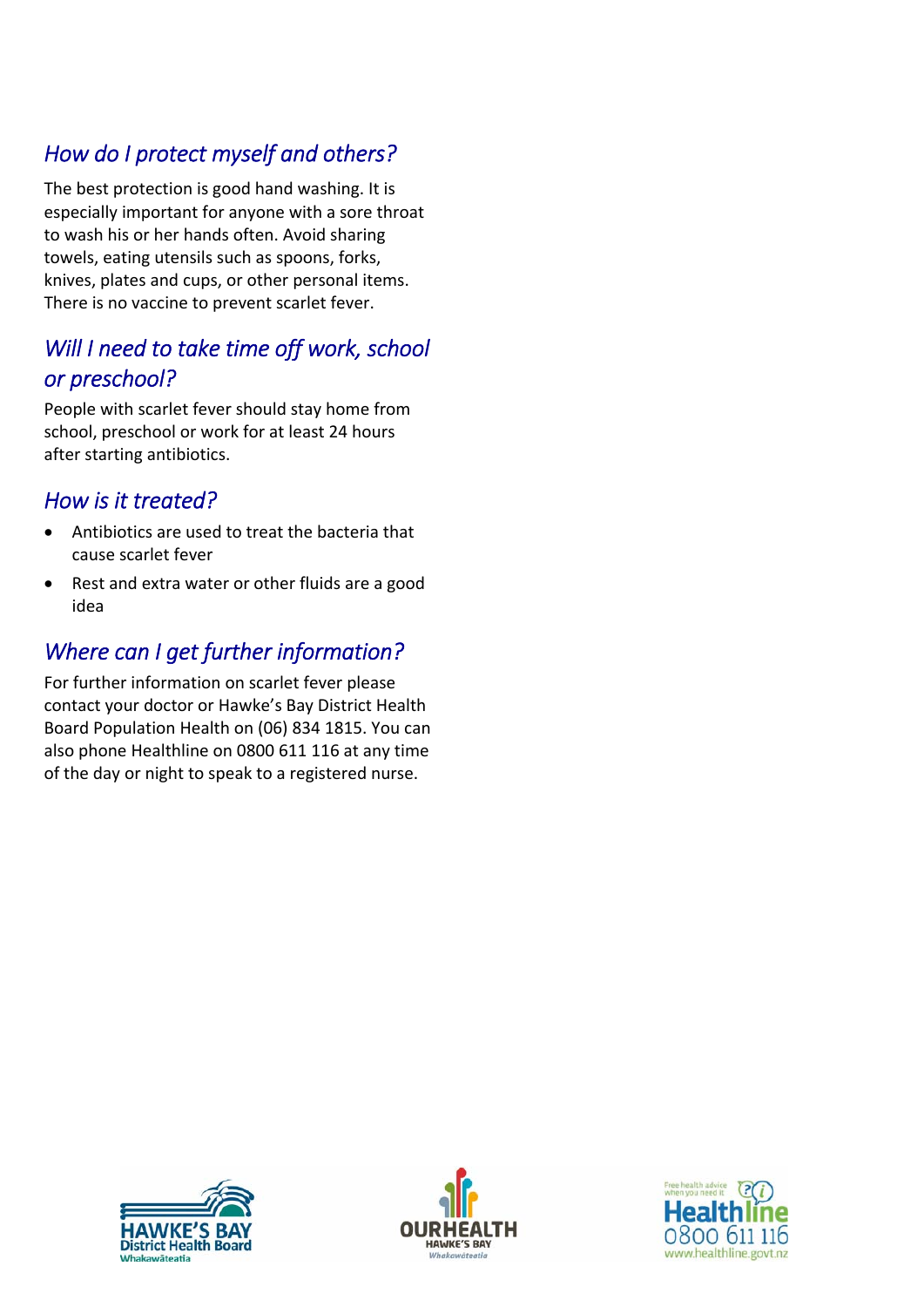## *How do I protect myself and others?*

The best protection is good hand washing. It is especially important for anyone with a sore throat to wash his or her hands often. Avoid sharing towels, eating utensils such as spoons, forks, knives, plates and cups, or other personal items. There is no vaccine to prevent scarlet fever.

## *Will I need to take time off work, school or preschool?*

People with scarlet fever should stay home from school, preschool or work for at least 24 hours after starting antibiotics.

## *How is it treated?*

- Antibiotics are used to treat the bacteria that cause scarlet fever
- Rest and extra water or other fluids are a good idea

## *Where can I get further information?*

For further information on scarlet fever please contact your doctor or Hawke's Bay District Health Board Population Health on (06) 834 1815. You can also phone Healthline on 0800 611 116 at any time of the day or night to speak to a registered nurse.